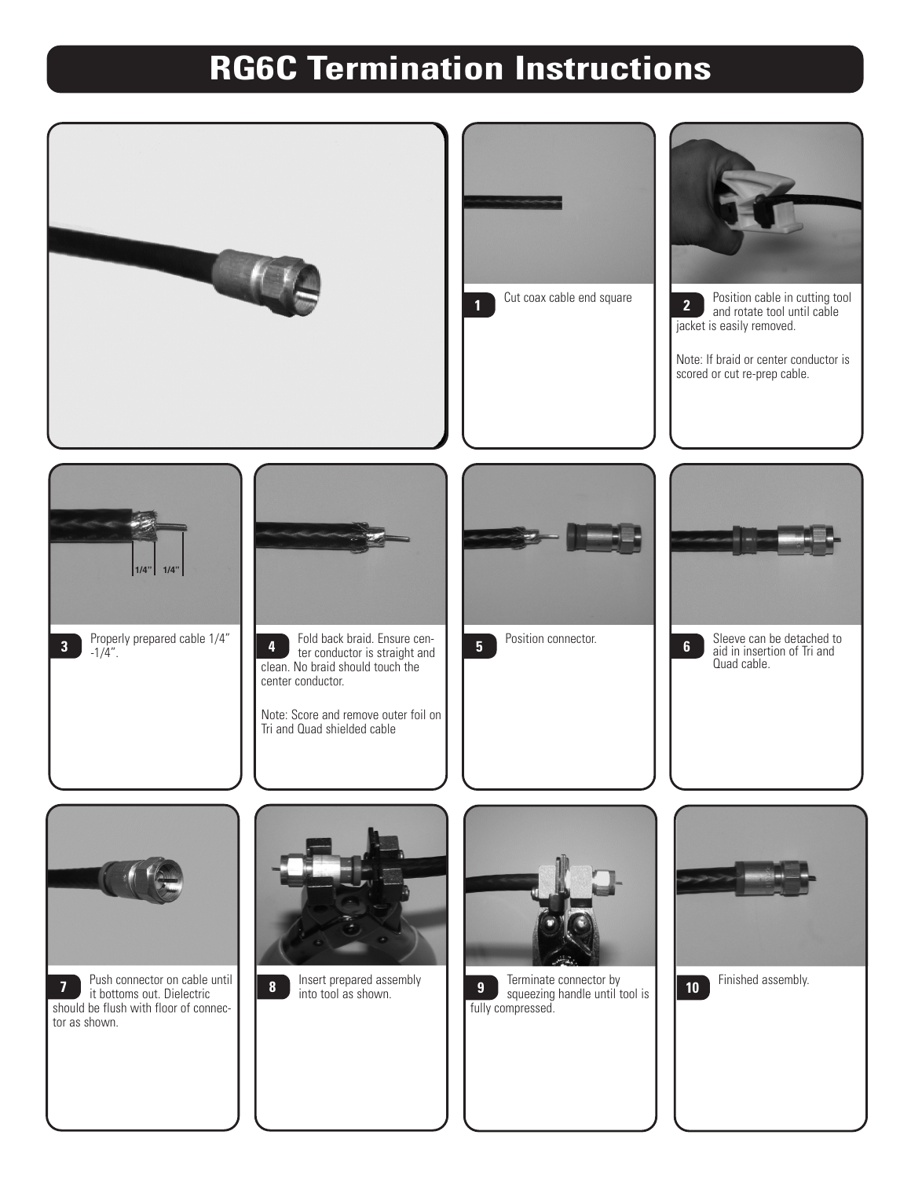# RG6C Termination Instructions

**1** Cut coax cable end square

**2** Position cable in cutting tool and rotate tool until cable jacket is easily removed.

Note: If braid or center conductor is scored or cut re-prep cable.

1/4" 1/4"

**3** Properly prepared cable 1/4" -1/4".

**4** Fold back braid. Ensure center conductor is straight and clean. No braid should touch the center conductor.

Note: Score and remove outer foil on Tri and Quad shielded cable

**5** Position connector.

**6** Sleeve can be detached to aid in insertion of Tri and Quad cable.

**7** Push connector on cable until it bottoms out. Dielectric should be flush with floor of connector as shown.

**8** Insert prepared assembly into tool as shown.

**9** Terminate connector by squeezing handle until tool is fully compressed.

**10** Finished assembly.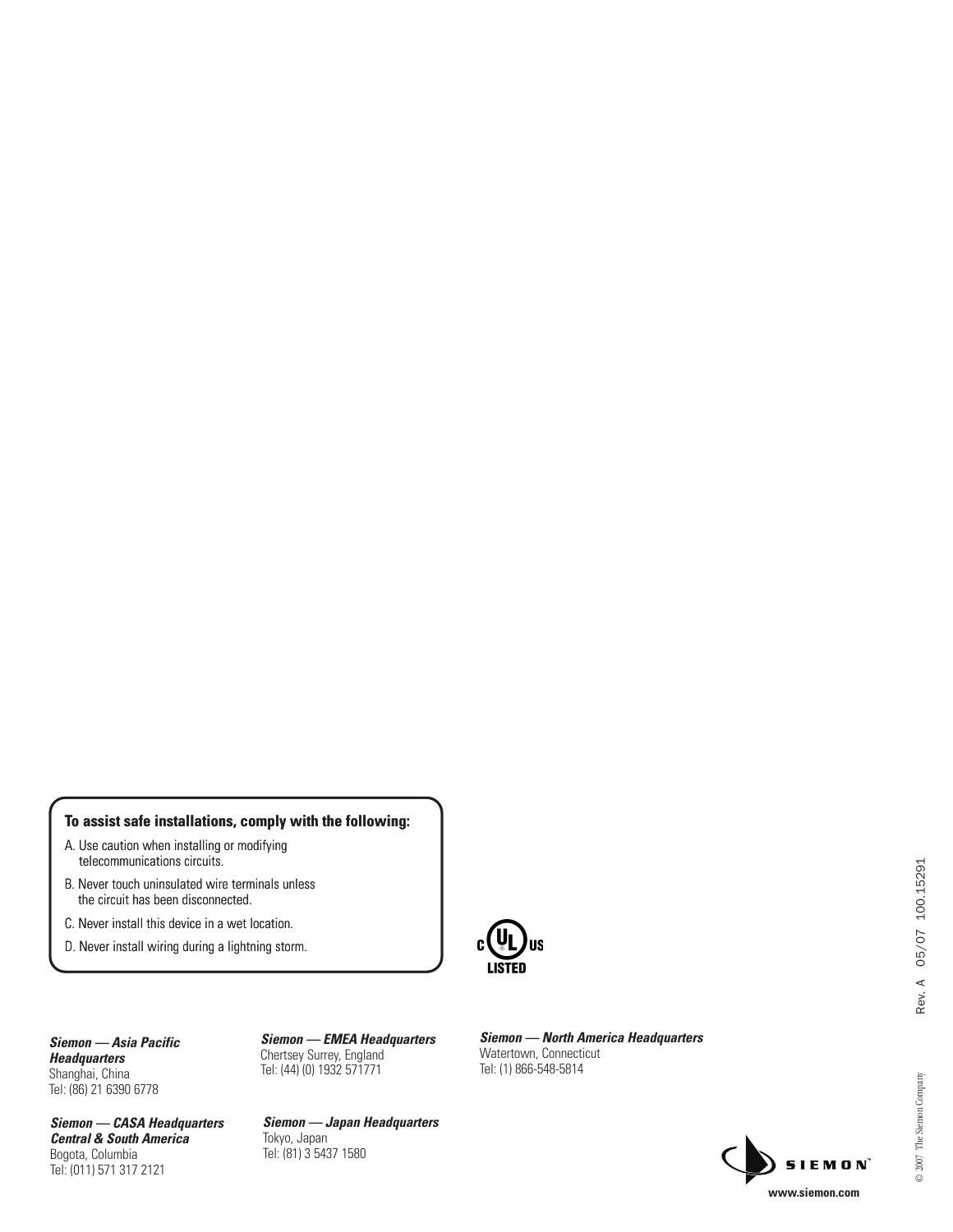**To assist safe installations, comply with the following:**

A. Use caution when installing or modifying telecommunications circuits.

B. Never touch uninsulated wire terminals unless the circuit has been disconnected.

C. Never install this device in a wet location.

D. Never install wiring during a lightning storm.

C UL US LISTED

***Siemon — Asia Pacific Headquarters***
Shanghai, China
Tel: (86) 21 6390 6778

***Siemon — CASA Headquarters Central & South America***
Bogota, Columbia
Tel: (011) 571 317 2121

***Siemon — EMEA Headquarters***
Chertsey Surrey, England
Tel: (44) (0) 1932 571771

***Siemon — Japan Headquarters***
Tokyo, Japan
Tel: (81) 3 5437 1580

***Siemon — North America Headquarters***
Watertown, Connecticut
Tel: (1) 866-548-5814

SIEMON™

**www.siemon.com**

© 2007 The Siemon Company

Rev. A 05/07 100.15291